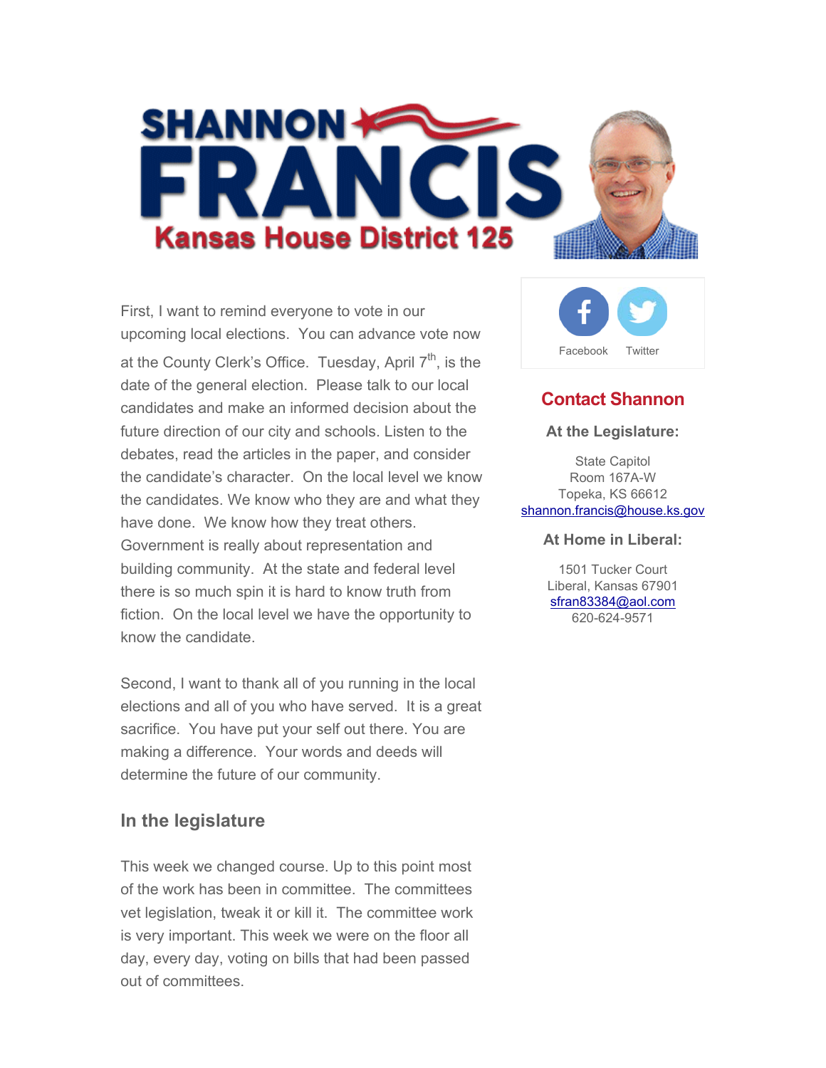# SHANNON FRANCIS

## Kansas House District 125

First, I want to remind everyone to vote in our upcoming local elections. You can advance vote now at the County Clerk's Office. Tuesday, April 7th, is the date of the general election. Please talk to our local candidates and make an informed decision about the future direction of our city and schools. Listen to the debates, read the articles in the paper, and consider the candidate's character. On the local level we know the candidates. We know who they are and what they have done. We know how they treat others. Government is really about representation and building community. At the state and federal level there is so much spin it is hard to know truth from fiction. On the local level we have the opportunity to know the candidate.

Second, I want to thank all of you running in the local elections and all of you who have served. It is a great sacrifice. You have put your self out there. You are making a difference. Your words and deeds will determine the future of our community.

### In the legislature

This week we changed course. Up to this point most of the work has been in committee. The committees vet legislation, tweak it or kill it. The committee work is very important. This week we were on the floor all day, every day, voting on bills that had been passed out of committees.

Facebook Twitter

### Contact Shannon

**At the Legislature:**

State Capitol
Room 167A-W
Topeka, KS 66612
shannon.francis@house.ks.gov

**At Home in Liberal:**

1501 Tucker Court
Liberal, Kansas 67901
sfran83384@aol.com
620-624-9571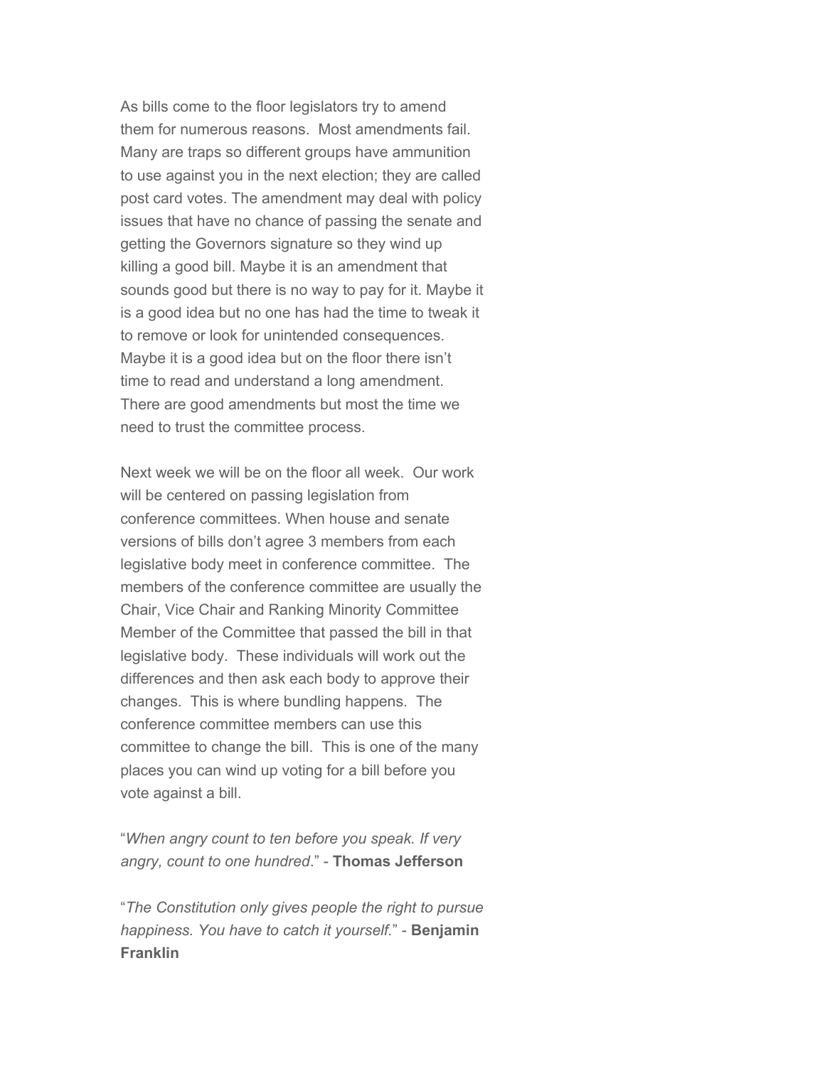As bills come to the floor legislators try to amend them for numerous reasons.  Most amendments fail. Many are traps so different groups have ammunition to use against you in the next election; they are called post card votes. The amendment may deal with policy issues that have no chance of passing the senate and getting the Governors signature so they wind up killing a good bill. Maybe it is an amendment that sounds good but there is no way to pay for it. Maybe it is a good idea but no one has had the time to tweak it to remove or look for unintended consequences. Maybe it is a good idea but on the floor there isn't time to read and understand a long amendment. There are good amendments but most the time we need to trust the committee process.

Next week we will be on the floor all week.  Our work will be centered on passing legislation from conference committees. When house and senate versions of bills don't agree 3 members from each legislative body meet in conference committee.  The members of the conference committee are usually the Chair, Vice Chair and Ranking Minority Committee Member of the Committee that passed the bill in that legislative body.  These individuals will work out the differences and then ask each body to approve their changes.  This is where bundling happens.  The conference committee members can use this committee to change the bill.  This is one of the many places you can wind up voting for a bill before you vote against a bill.

"*When angry count to ten before you speak. If very angry, count to one hundred*." - **Thomas Jefferson**

"*The Constitution only gives people the right to pursue happiness. You have to catch it yourself.*" - **Benjamin Franklin**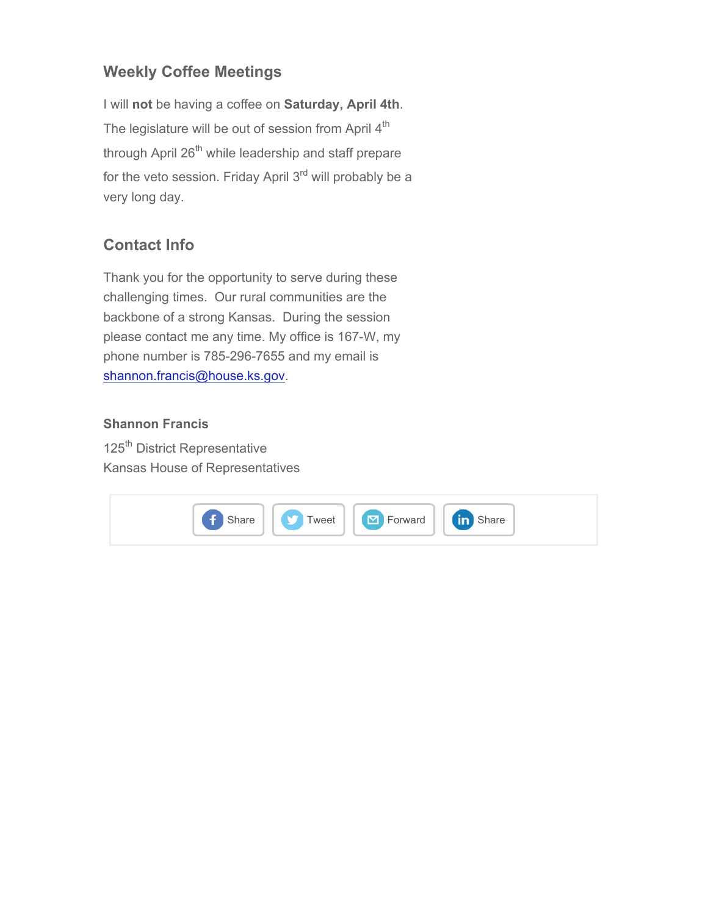## Weekly Coffee Meetings

I will **not** be having a coffee on **Saturday, April 4th**. The legislature will be out of session from April 4th through April 26th while leadership and staff prepare for the veto session. Friday April 3rd will probably be a very long day.

## Contact Info

Thank you for the opportunity to serve during these challenging times. Our rural communities are the backbone of a strong Kansas. During the session please contact me any time. My office is 167-W, my phone number is 785-296-7655 and my email is shannon.francis@house.ks.gov.

**Shannon Francis**

125th District Representative
Kansas House of Representatives

Share | Tweet | Forward | Share